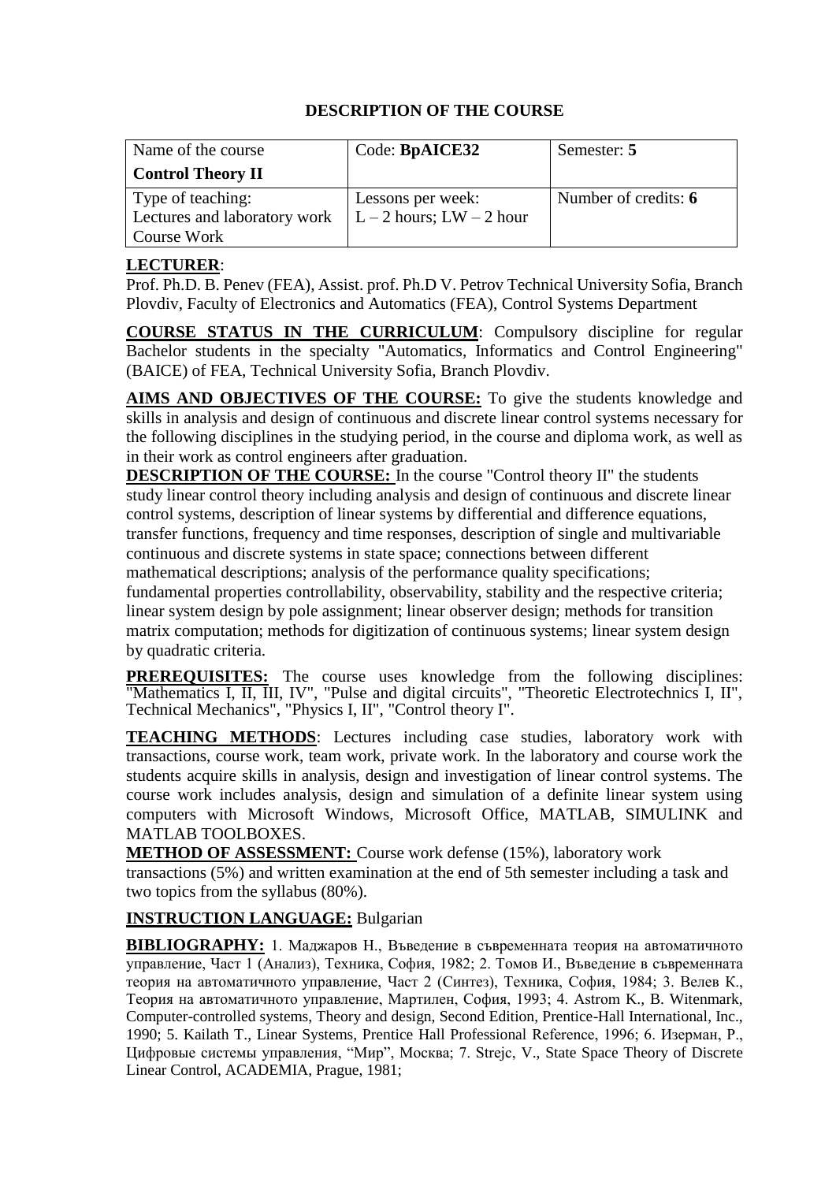# DESCRIPTION OF THE COURSE

| Name of the course **Control Theory II** | Code: **BpAICE32** | Semester: **5** |
| --- | --- | --- |
| Type of teaching: Lectures and laboratory work Course Work | Lessons per week: L – 2 hours; LW – 2 hour | Number of credits: **6** |

**LECTURER**:
Prof. Ph.D. B. Penev (FEA), Assist. prof. Ph.D V. Petrov Technical University Sofia, Branch Plovdiv, Faculty of Electronics and Automatics (FEA), Control Systems Department

**COURSE STATUS IN THE CURRICULUM**: Compulsory discipline for regular Bachelor students in the specialty "Automatics, Informatics and Control Engineering" (BAICE) of FEA, Technical University Sofia, Branch Plovdiv.

**AIMS AND OBJECTIVES OF THE COURSE:** To give the students knowledge and skills in analysis and design of continuous and discrete linear control systems necessary for the following disciplines in the studying period, in the course and diploma work, as well as in their work as control engineers after graduation.

**DESCRIPTION OF THE COURSE:** In the course "Control theory II" the students study linear control theory including analysis and design of continuous and discrete linear control systems, description of linear systems by differential and difference equations, transfer functions, frequency and time responses, description of single and multivariable continuous and discrete systems in state space; connections between different mathematical descriptions; analysis of the performance quality specifications; fundamental properties controllability, observability, stability and the respective criteria; linear system design by pole assignment; linear observer design; methods for transition matrix computation; methods for digitization of continuous systems; linear system design by quadratic criteria.

**PREREQUISITES:** The course uses knowledge from the following disciplines: "Mathematics I, II, III, IV", "Pulse and digital circuits", "Theoretic Electrotechnics I, II", Technical Mechanics", "Physics I, II", "Control theory I".

**TEACHING METHODS**: Lectures including case studies, laboratory work with transactions, course work, team work, private work. In the laboratory and course work the students acquire skills in analysis, design and investigation of linear control systems. The course work includes analysis, design and simulation of a definite linear system using computers with Microsoft Windows, Microsoft Office, MATLAB, SIMULINK and MATLAB TOOLBOXES.

**METHOD OF ASSESSMENT:** Course work defense (15%), laboratory work transactions (5%) and written examination at the end of 5th semester including a task and two topics from the syllabus (80%).

**INSTRUCTION LANGUAGE:** Bulgarian

**BIBLIOGRAPHY:** 1. Маджаров Н., Въведение в съвременната теория на автоматичното управление, Част 1 (Анализ), Техника, София, 1982; 2. Томов И., Въведение в съвременната теория на автоматичното управление, Част 2 (Синтез), Техника, София, 1984; 3. Велев К., Теория на автоматичното управление, Мартилен, София, 1993; 4. Astrom K., B. Witenmark, Computer-controlled systems, Theory and design, Second Edition, Prentice-Hall International, Inc., 1990; 5. Kailath T., Linear Systems, Prentice Hall Professional Reference, 1996; 6. Изерман, Р., Цифровые системы управления, "Мир", Москва; 7. Strejc, V., State Space Theory of Discrete Linear Control, ACADEMIA, Prague, 1981;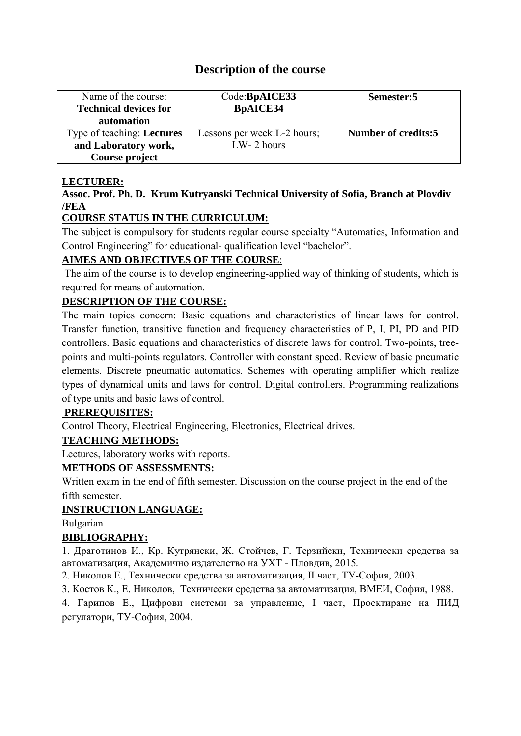# Description of the course

| Name of the course: **Technical devices for automation** | Code:**BpAICE33 BpAICE34** | **Semester:5** |
|---|---|---|
| Type of teaching: **Lectures and Laboratory work, Course project** | Lessons per week:L-2 hours; LW- 2 hours | **Number of credits:5** |

**LECTURER:**

**Assoc. Prof. Ph. D. Krum Kutryanski Technical University of Sofia, Branch at Plovdiv /FEA**

**COURSE STATUS IN THE CURRICULUM:**

The subject is compulsory for students regular course specialty "Automatics, Information and Control Engineering" for educational- qualification level "bachelor".

**AIMES AND OBJECTIVES OF THE COURSE**:

The aim of the course is to develop engineering-applied way of thinking of students, which is required for means of automation.

**DESCRIPTION OF THE COURSE:**

The main topics concern: Basic equations and characteristics of linear laws for control. Transfer function, transitive function and frequency characteristics of P, I, PI, PD and PID controllers. Basic equations and characteristics of discrete laws for control. Two-points, tree-points and multi-points regulators. Controller with constant speed. Review of basic pneumatic elements. Discrete pneumatic automatics. Schemes with operating amplifier which realize types of dynamical units and laws for control. Digital controllers. Programming realizations of type units and basic laws of control.

**PREREQUISITES:**

Control Theory, Electrical Engineering, Electronics, Electrical drives.

**TEACHING METHODS:**

Lectures, laboratory works with reports.

**METHODS OF ASSESSMENTS:**

Written exam in the end of fifth semester. Discussion on the course project in the end of the fifth semester.

**INSTRUCTION LANGUAGE:**

Bulgarian

**BIBLIOGRAPHY:**

1. Драготинов И., Кр. Кутрянски, Ж. Стойчев, Г. Терзийски, Технически средства за автоматизация, Академично издателство на УХТ - Пловдив, 2015.
2. Николов Е., Технически средства за автоматизация, II част, ТУ-София, 2003.
3. Костов К., Е. Николов, Технически средства за автоматизация, ВМЕИ, София, 1988.
4. Гарипов Е., Цифрови системи за управление, I част, Проектиране на ПИД регулатори, ТУ-София, 2004.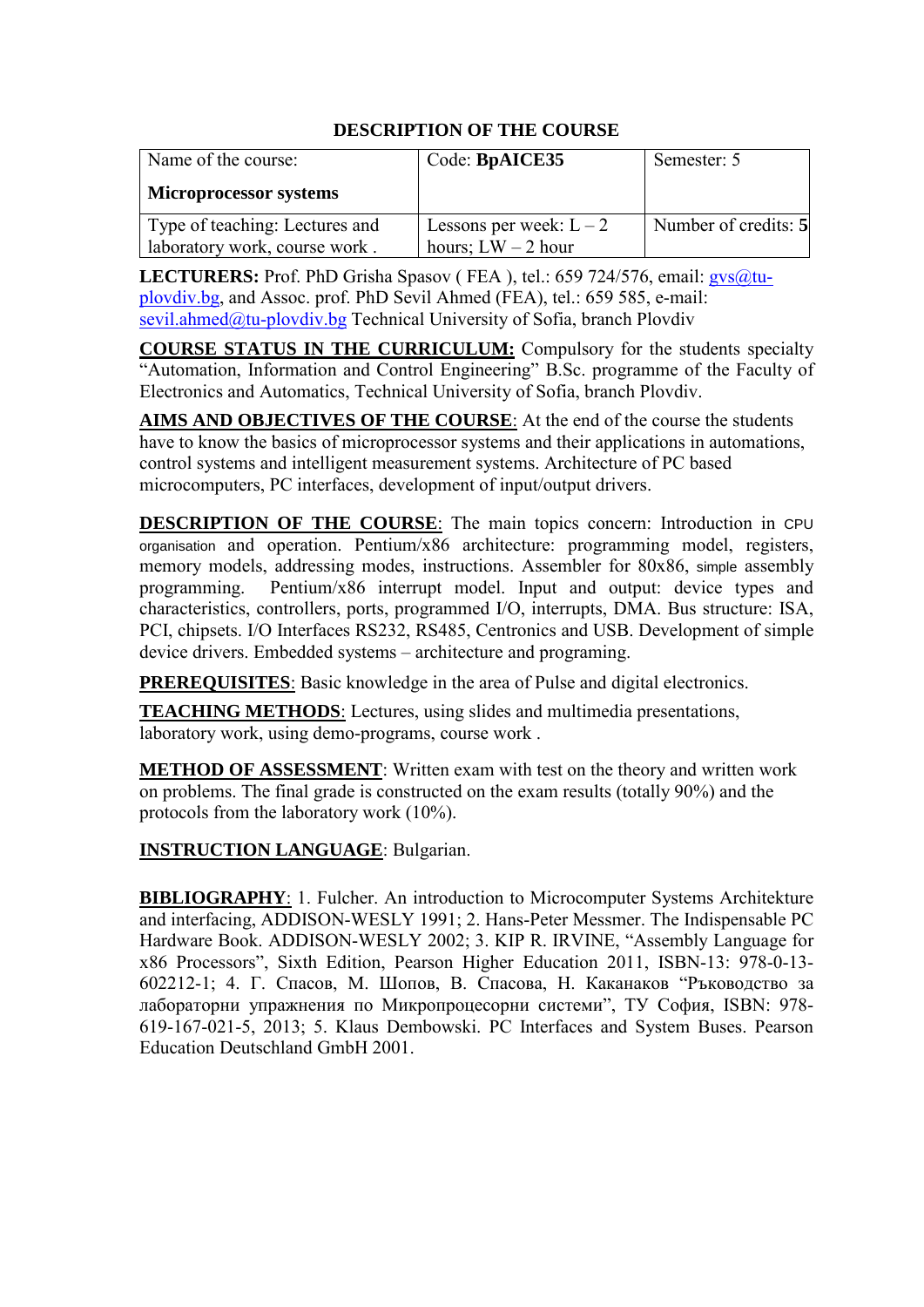## DESCRIPTION OF THE COURSE

| Name of the course:<br><br>**Microprocessor systems** | Code: **BpAICE35** | Semester: 5 |
|---|---|---|
| Type of teaching: Lectures and laboratory work, course work . | Lessons per week: L – 2 hours; LW – 2 hour | Number of credits: **5** |

**LECTURERS:** Prof. PhD Grisha Spasov ( FEA ), tel.: 659 724/576, email: gvs@tu-plovdiv.bg, and Assoc. prof. PhD Sevil Ahmed (FEA), tel.: 659 585, e-mail: sevil.ahmed@tu-plovdiv.bg Technical University of Sofia, branch Plovdiv

**COURSE STATUS IN THE CURRICULUM:** Compulsory for the students specialty "Automation, Information and Control Engineering" B.Sc. programme of the Faculty of Electronics and Automatics, Technical University of Sofia, branch Plovdiv.

**AIMS AND OBJECTIVES OF THE COURSE**: At the end of the course the students have to know the basics of microprocessor systems and their applications in automations, control systems and intelligent measurement systems. Architecture of PC based microcomputers, PC interfaces, development of input/output drivers.

**DESCRIPTION OF THE COURSE**: The main topics concern: Introduction in CPU organisation and operation. Pentium/x86 architecture: programming model, registers, memory models, addressing modes, instructions. Assembler for 80x86, simple assembly programming. Pentium/x86 interrupt model. Input and output: device types and characteristics, controllers, ports, programmed I/O, interrupts, DMA. Bus structure: ISA, PCI, chipsets. I/O Interfaces RS232, RS485, Centronics and USB. Development of simple device drivers. Embedded systems – architecture and programing.

**PREREQUISITES**: Basic knowledge in the area of Pulse and digital electronics.

**TEACHING METHODS**: Lectures, using slides and multimedia presentations, laboratory work, using demo-programs, course work .

**METHOD OF ASSESSMENT**: Written exam with test on the theory and written work on problems. The final grade is constructed on the exam results (totally 90%) and the protocols from the laboratory work (10%).

**INSTRUCTION LANGUAGE**: Bulgarian.

**BIBLIOGRAPHY**: 1. Fulcher. An introduction to Microcomputer Systems Architekture and interfacing, ADDISON-WESLY 1991; 2. Hans-Peter Messmer. The Indispensable PC Hardware Book. ADDISON-WESLY 2002; 3. KIP R. IRVINE, "Assembly Language for x86 Processors", Sixth Edition, Pearson Higher Education 2011, ISBN-13: 978-0-13-602212-1; 4. Г. Спасов, М. Шопов, В. Спасова, Н. Каканаков "Ръководство за лабораторни упражнения по Микропроцесорни системи", ТУ София, ISBN: 978-619-167-021-5, 2013; 5. Klaus Dembowski. PC Interfaces and System Buses. Pearson Education Deutschland GmbH 2001.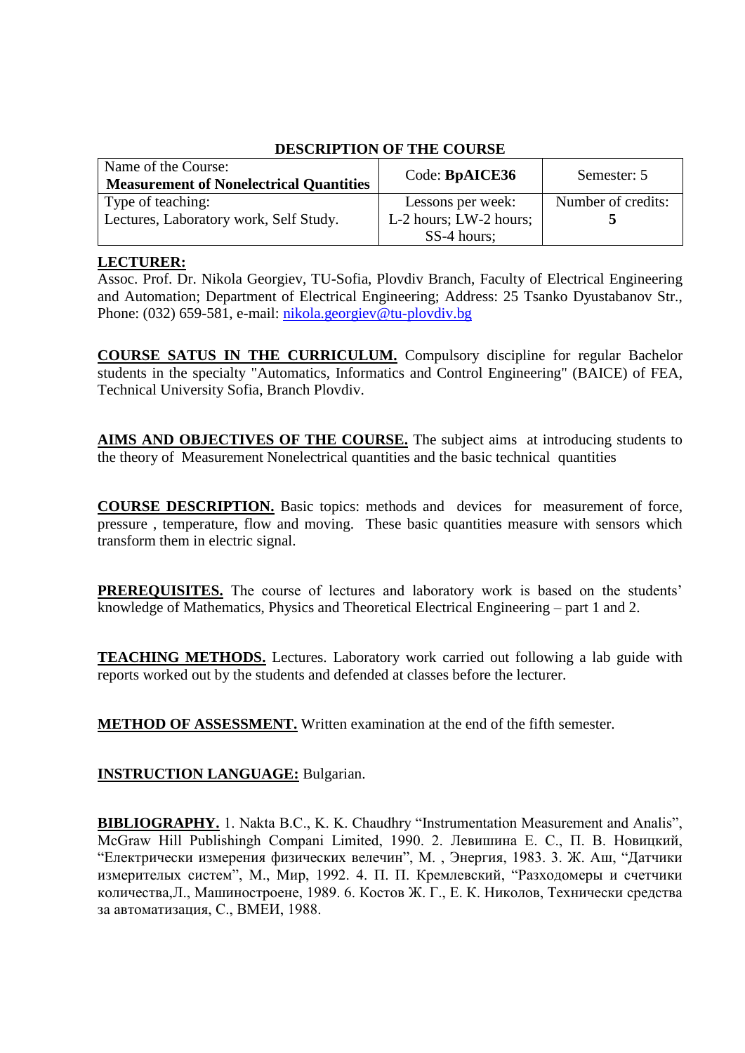**DESCRIPTION OF THE COURSE**

| Name of the Course: **Measurement of Nonelectrical Quantities** | Code: **BpAICE36** | Semester: 5 |
|---|---|---|
| Type of teaching: Lectures, Laboratory work, Self Study. | Lessons per week: L-2 hours; LW-2 hours; SS-4 hours; | Number of credits: **5** |

**LECTURER:**
Assoc. Prof. Dr. Nikola Georgiev, TU-Sofia, Plovdiv Branch, Faculty of Electrical Engineering and Automation; Department of Electrical Engineering; Address: 25 Tsanko Dyustabanov Str., Phone: (032) 659-581, e-mail: nikola.georgiev@tu-plovdiv.bg

**COURSE SATUS IN THE CURRICULUM.** Compulsory discipline for regular Bachelor students in the specialty "Automatics, Informatics and Control Engineering" (BAICE) of FEA, Technical University Sofia, Branch Plovdiv.

**AIMS AND OBJECTIVES OF THE COURSE.** The subject aims at introducing students to the theory of Measurement Nonelectrical quantities and the basic technical quantities

**COURSE DESCRIPTION.** Basic topics: methods and devices for measurement of force, pressure , temperature, flow and moving. These basic quantities measure with sensors which transform them in electric signal.

**PREREQUISITES.** The course of lectures and laboratory work is based on the students' knowledge of Mathematics, Physics and Theoretical Electrical Engineering – part 1 and 2.

**TEACHING METHODS.** Lectures. Laboratory work carried out following a lab guide with reports worked out by the students and defended at classes before the lecturer.

**METHOD OF ASSESSMENT.** Written examination at the end of the fifth semester.

**INSTRUCTION LANGUAGE:** Bulgarian.

**BIBLIOGRAPHY.** 1. Nakta B.C., K. K. Chaudhry "Instrumentation Measurement and Analis", McGraw Hill Publishingh Compani Limited, 1990. 2. Левишина Е. С., П. В. Новицкий, "Електрически измерения физическцх велечин", М. , Энергия, 1983. 3. Ж. Аш, "Датчики измерителых систем", М., Мир, 1992. 4. П. П. Кремлевский, "Разходомеры и счетчики количества,Л., Машиностроене, 1989. 6. Костов Ж. Г., Е. К. Николов, Технически средства за автоматизация, С., ВМЕИ, 1988.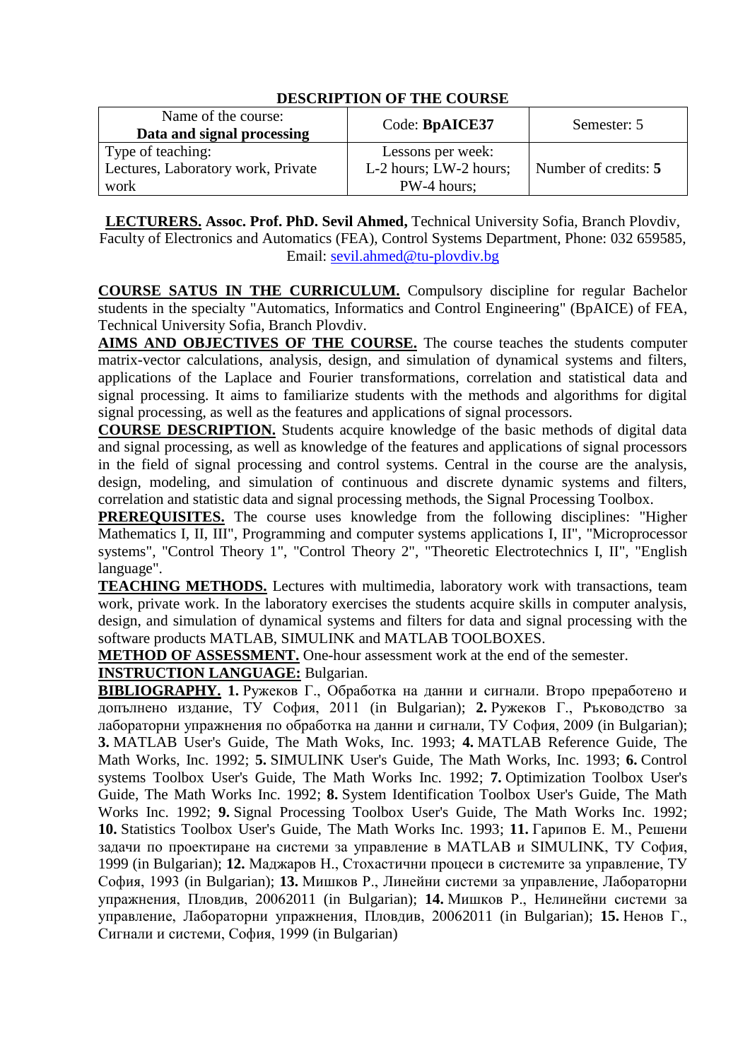## DESCRIPTION OF THE COURSE

| Name of the course: **Data and signal processing** | Code: **BpAICE37** | Semester: 5 |
|---|---|---|
| Type of teaching: Lectures, Laboratory work, Private work | Lessons per week: L-2 hours; LW-2 hours; PW-4 hours; | Number of credits: **5** |

**LECTURERS.** **Assoc. Prof. PhD. Sevil Ahmed,** Technical University Sofia, Branch Plovdiv, Faculty of Electronics and Automatics (FEA), Control Systems Department, Phone: 032 659585, Email: sevil.ahmed@tu-plovdiv.bg

**COURSE SATUS IN THE CURRICULUM.** Compulsory discipline for regular Bachelor students in the specialty "Automatics, Informatics and Control Engineering" (BpAICE) of FEA, Technical University Sofia, Branch Plovdiv.

**AIMS AND OBJECTIVES OF THE COURSE.** The course teaches the students computer matrix-vector calculations, analysis, design, and simulation of dynamical systems and filters, applications of the Laplace and Fourier transformations, correlation and statistical data and signal processing. It aims to familiarize students with the methods and algorithms for digital signal processing, as well as the features and applications of signal processors.

**COURSE DESCRIPTION.** Students acquire knowledge of the basic methods of digital data and signal processing, as well as knowledge of the features and applications of signal processors in the field of signal processing and control systems. Central in the course are the analysis, design, modeling, and simulation of continuous and discrete dynamic systems and filters, correlation and statistic data and signal processing methods, the Signal Processing Toolbox.

**PREREQUISITES.** The course uses knowledge from the following disciplines: "Higher Mathematics I, II, III", Programming and computer systems applications I, II", "Microprocessor systems", "Control Theory 1", "Control Theory 2", "Theoretic Electrotechnics I, II", "English language".

**TEACHING METHODS.** Lectures with multimedia, laboratory work with transactions, team work, private work. In the laboratory exercises the students acquire skills in computer analysis, design, and simulation of dynamical systems and filters for data and signal processing with the software products MATLAB, SIMULINK and MATLAB TOOLBOXES.

**METHOD OF ASSESSMENT.** One-hour assessment work at the end of the semester.

**INSTRUCTION LANGUAGE:** Bulgarian.

**BIBLIOGRAPHY.** **1.** Ружеков Г., Обработка на данни и сигнали. Второ преработено и допълнено издание, ТУ София, 2011 (in Bulgarian); **2.** Ружеков Г., Ръководство за лабораторни упражнения по обработка на данни и сигнали, ТУ София, 2009 (in Bulgarian); **3.** MATLAB User's Guide, The Math Woks, Inc. 1993; **4.** MATLAB Reference Guide, The Math Works, Inc. 1992; **5.** SIMULINK User's Guide, The Math Works, Inc. 1993; **6.** Control systems Toolbox User's Guide, The Math Works Inc. 1992; **7.** Optimization Toolbox User's Guide, The Math Works Inc. 1992; **8.** System Identification Toolbox User's Guide, The Math Works Inc. 1992; **9.** Signal Processing Toolbox User's Guide, The Math Works Inc. 1992; **10.** Statistics Toolbox User's Guide, The Math Works Inc. 1993; **11.** Гарипов Е. М., Решени задачи по проектиране на системи за управление в MATLAB и SIMULINK, ТУ София, 1999 (in Bulgarian); **12.** Маджаров Н., Стохастични процеси в системите за управление, ТУ София, 1993 (in Bulgarian); **13.** Мишков Р., Линейни системи за управление, Лабораторни упражнения, Пловдив, 20062011 (in Bulgarian); **14.** Мишков Р., Нелинейни системи за управление, Лабораторни упражнения, Пловдив, 20062011 (in Bulgarian); **15.** Ненов Г., Сигнали и системи, София, 1999 (in Bulgarian)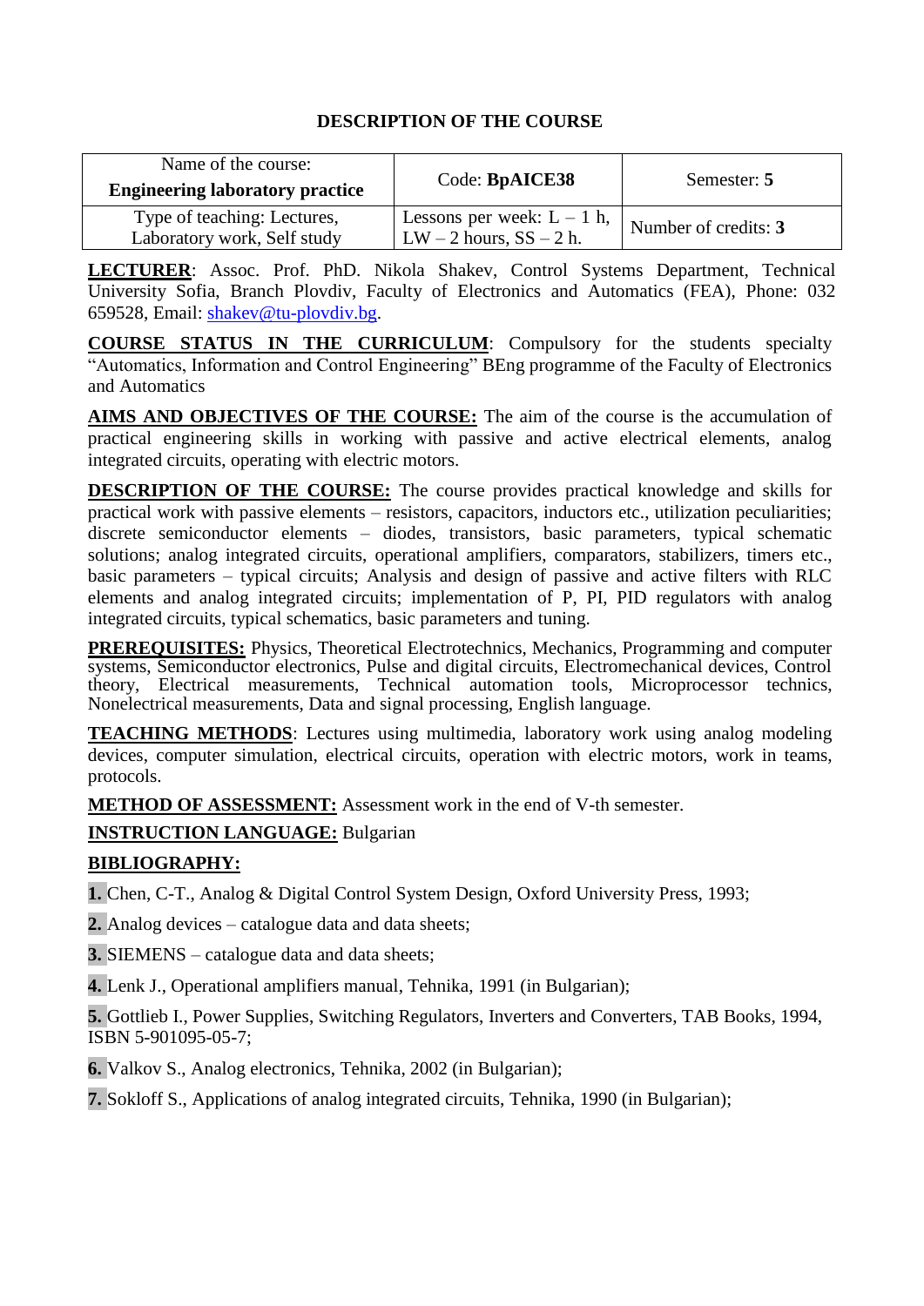## DESCRIPTION OF THE COURSE

| Name of the course: **Engineering laboratory practice** | Code: **BpAICE38** | Semester: **5** |
|---|---|---|
| Type of teaching: Lectures, Laboratory work, Self study | Lessons per week: L – 1 h, LW – 2 hours, SS – 2 h. | Number of credits: **3** |

**LECTURER**: Assoc. Prof. PhD. Nikola Shakev, Control Systems Department, Technical University Sofia, Branch Plovdiv, Faculty of Electronics and Automatics (FEA), Phone: 032 659528, Email: shakev@tu-plovdiv.bg.

**COURSE STATUS IN THE CURRICULUM**: Compulsory for the students specialty "Automatics, Information and Control Engineering" BEng programme of the Faculty of Electronics and Automatics

**AIMS AND OBJECTIVES OF THE COURSE:** The aim of the course is the accumulation of practical engineering skills in working with passive and active electrical elements, analog integrated circuits, operating with electric motors.

**DESCRIPTION OF THE COURSE:** The course provides practical knowledge and skills for practical work with passive elements – resistors, capacitors, inductors etc., utilization peculiarities; discrete semiconductor elements – diodes, transistors, basic parameters, typical schematic solutions; analog integrated circuits, operational amplifiers, comparators, stabilizers, timers etc., basic parameters – typical circuits; Analysis and design of passive and active filters with RLC elements and analog integrated circuits; implementation of P, PI, PID regulators with analog integrated circuits, typical schematics, basic parameters and tuning.

**PREREQUISITES:** Physics, Theoretical Electrotechnics, Mechanics, Programming and computer systems, Semiconductor electronics, Pulse and digital circuits, Electromechanical devices, Control theory, Electrical measurements, Technical automation tools, Microprocessor technics, Nonelectrical measurements, Data and signal processing, English language.

**TEACHING METHODS**: Lectures using multimedia, laboratory work using analog modeling devices, computer simulation, electrical circuits, operation with electric motors, work in teams, protocols.

**METHOD OF ASSESSMENT:** Assessment work in the end of V-th semester.

**INSTRUCTION LANGUAGE:** Bulgarian

**BIBLIOGRAPHY:**

**1.** Chen, C-T., Analog & Digital Control System Design, Oxford University Press, 1993;

**2.** Analog devices – catalogue data and data sheets;

**3.** SIEMENS – catalogue data and data sheets;

**4.** Lenk J., Operational amplifiers manual, Tehnika, 1991 (in Bulgarian);

**5.** Gottlieb I., Power Supplies, Switching Regulators, Inverters and Converters, TAB Books, 1994, ISBN 5-901095-05-7;

**6.** Valkov S., Analog electronics, Tehnika, 2002 (in Bulgarian);

**7.** Sokloff S., Applications of analog integrated circuits, Tehnika, 1990 (in Bulgarian);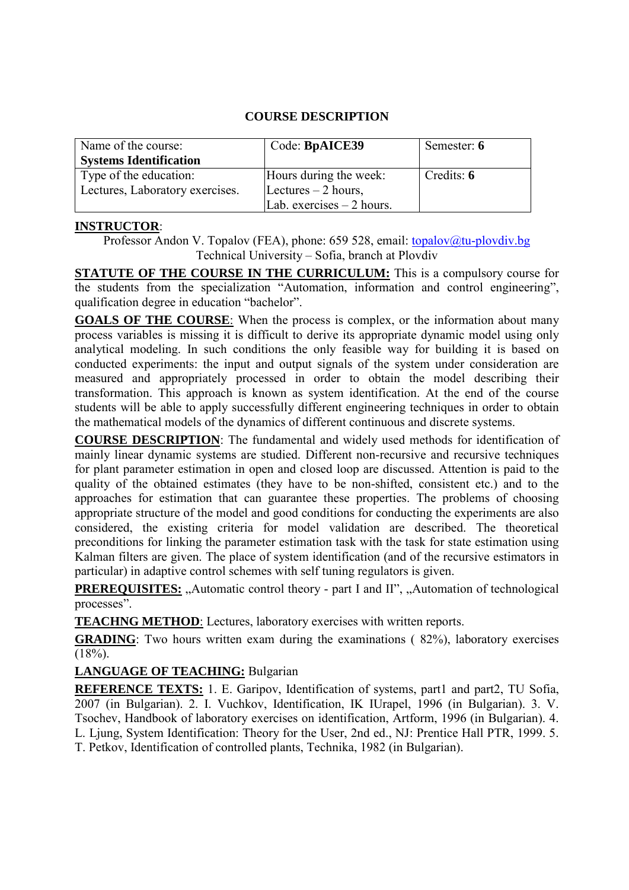# COURSE DESCRIPTION

| Name of the course: **Systems Identification** | Code: **BpAICE39** | Semester: **6** |
|---|---|---|
| Type of the education: Lectures, Laboratory exercises. | Hours during the week: Lectures – 2 hours, Lab. exercises – 2 hours. | Credits: **6** |

**INSTRUCTOR**:

Professor Andon V. Topalov (FEA), phone: 659 528, email: topalov@tu-plovdiv.bg
Technical University – Sofia, branch at Plovdiv

**STATUTE OF THE COURSE IN THE CURRICULUM:** This is a compulsory course for the students from the specialization "Automation, information and control engineering", qualification degree in education "bachelor".

**GOALS OF THE COURSE**: When the process is complex, or the information about many process variables is missing it is difficult to derive its appropriate dynamic model using only analytical modeling. In such conditions the only feasible way for building it is based on conducted experiments: the input and output signals of the system under consideration are measured and appropriately processed in order to obtain the model describing their transformation. This approach is known as system identification. At the end of the course students will be able to apply successfully different engineering techniques in order to obtain the mathematical models of the dynamics of different continuous and discrete systems.

**COURSE DESCRIPTION**: The fundamental and widely used methods for identification of mainly linear dynamic systems are studied. Different non-recursive and recursive techniques for plant parameter estimation in open and closed loop are discussed. Attention is paid to the quality of the obtained estimates (they have to be non-shifted, consistent etc.) and to the approaches for estimation that can guarantee these properties. The problems of choosing appropriate structure of the model and good conditions for conducting the experiments are also considered, the existing criteria for model validation are described. The theoretical preconditions for linking the parameter estimation task with the task for state estimation using Kalman filters are given. The place of system identification (and of the recursive estimators in particular) in adaptive control schemes with self tuning regulators is given.

**PREREQUISITES:** „Automatic control theory - part I and II", „Automation of technological processes".

**TEACHNG METHOD**: Lectures, laboratory exercises with written reports.

**GRADING**: Two hours written exam during the examinations ( 82%), laboratory exercises (18%).

**LANGUAGE OF TEACHING:** Bulgarian

**REFERENCE TEXTS:** 1. E. Garipov, Identification of systems, part1 and part2, TU Sofia, 2007 (in Bulgarian). 2. I. Vuchkov, Identification, IK IUrapel, 1996 (in Bulgarian). 3. V. Tsochev, Handbook of laboratory exercises on identification, Artform, 1996 (in Bulgarian). 4. L. Ljung, System Identification: Theory for the User, 2nd ed., NJ: Prentice Hall PTR, 1999. 5. T. Petkov, Identification of controlled plants, Technika, 1982 (in Bulgarian).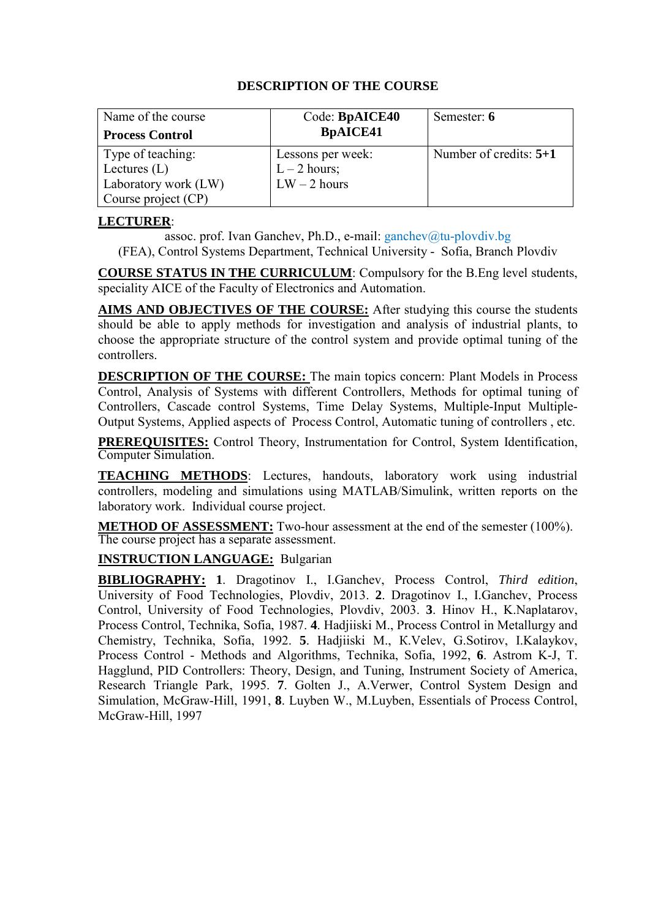## DESCRIPTION OF THE COURSE

| Name of the course<br>**Process Control** | Code: **BpAICE40**<br>**BpAICE41** | Semester: **6** |
| --- | --- | --- |
| Type of teaching:<br>Lectures (L)<br>Laboratory work (LW)<br>Course project (CP) | Lessons per week:<br>L – 2 hours;<br>LW – 2 hours | Number of credits: **5+1** |

**LECTURER**:

assoc. prof. Ivan Ganchev, Ph.D., e-mail: ganchev@tu-plovdiv.bg
(FEA), Control Systems Department, Technical University - Sofia, Branch Plovdiv

**COURSE STATUS IN THE CURRICULUM**: Compulsory for the B.Eng level students, speciality AICE of the Faculty of Electronics and Automation.

**AIMS AND OBJECTIVES OF THE COURSE:** After studying this course the students should be able to apply methods for investigation and analysis of industrial plants, to choose the appropriate structure of the control system and provide optimal tuning of the controllers.

**DESCRIPTION OF THE COURSE:** The main topics concern: Plant Models in Process Control, Analysis of Systems with different Controllers, Methods for optimal tuning of Controllers, Cascade control Systems, Time Delay Systems, Multiple-Input Multiple-Output Systems, Applied aspects of Process Control, Automatic tuning of controllers , etc.

**PREREQUISITES:** Control Theory, Instrumentation for Control, System Identification, Computer Simulation.

**TEACHING METHODS**: Lectures, handouts, laboratory work using industrial controllers, modeling and simulations using MATLAB/Simulink, written reports on the laboratory work. Individual course project.

**METHOD OF ASSESSMENT:** Two-hour assessment at the end of the semester (100%). The course project has a separate assessment.

**INSTRUCTION LANGUAGE:** Bulgarian

**BIBLIOGRAPHY:** **1**. Dragotinov I., I.Ganchev, Process Control, *Third edition*, University of Food Technologies, Plovdiv, 2013. **2**. Dragotinov I., I.Ganchev, Process Control, University of Food Technologies, Plovdiv, 2003. **3**. Hinov H., K.Naplatarov, Process Control, Technika, Sofia, 1987. **4**. Hadjiiski M., Process Control in Metallurgy and Chemistry, Technika, Sofia, 1992. **5**. Hadjiiski M., K.Velev, G.Sotirov, I.Kalaykov, Process Control - Methods and Algorithms, Technika, Sofia, 1992, **6**. Astrom K-J, T. Hagglund, PID Controllers: Theory, Design, and Tuning, Instrument Society of America, Research Triangle Park, 1995. **7**. Golten J., A.Verwer, Control System Design and Simulation, McGraw-Hill, 1991, **8**. Luyben W., M.Luyben, Essentials of Process Control, McGraw-Hill, 1997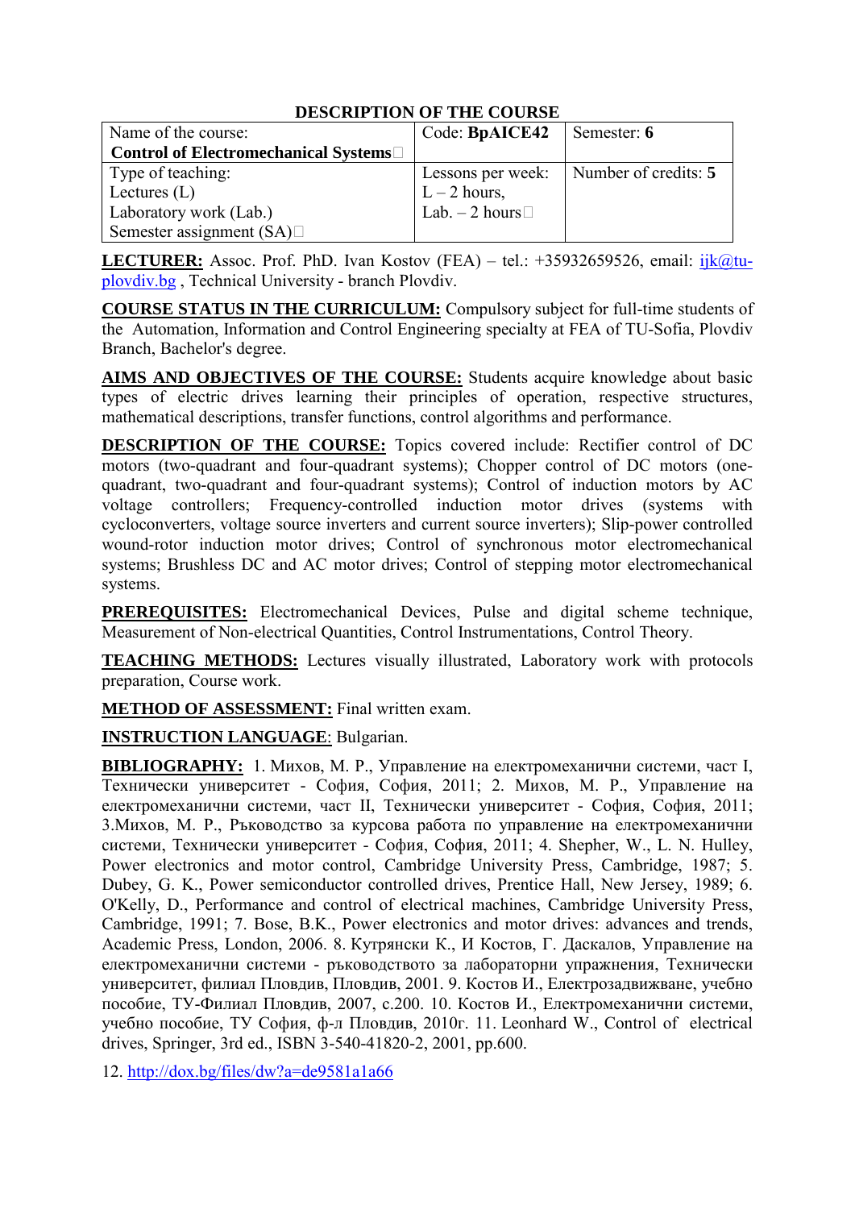# DESCRIPTION OF THE COURSE

| Name of the course: **Control of Electromechanical Systems** | Code: **BpAICE42** | Semester: **6** |
|---|---|---|
| Type of teaching: Lectures (L) Laboratory work (Lab.) Semester assignment (SA) | Lessons per week: L – 2 hours, Lab. – 2 hours | Number of credits: **5** |

**LECTURER:** Assoc. Prof. PhD. Ivan Kostov (FEA) – tel.: +35932659526, email: ijk@tu-plovdiv.bg , Technical University - branch Plovdiv.

**COURSE STATUS IN THE CURRICULUM:** Compulsory subject for full-time students of the Automation, Information and Control Engineering specialty at FEA of TU-Sofia, Plovdiv Branch, Bachelor's degree.

**AIMS AND OBJECTIVES OF THE COURSE:** Students acquire knowledge about basic types of electric drives learning their principles of operation, respective structures, mathematical descriptions, transfer functions, control algorithms and performance.

**DESCRIPTION OF THE COURSE:** Topics covered include: Rectifier control of DC motors (two-quadrant and four-quadrant systems); Chopper control of DC motors (one-quadrant, two-quadrant and four-quadrant systems); Control of induction motors by AC voltage controllers; Frequency-controlled induction motor drives (systems with cycloconverters, voltage source inverters and current source inverters); Slip-power controlled wound-rotor induction motor drives; Control of synchronous motor electromechanical systems; Brushless DC and AC motor drives; Control of stepping motor electromechanical systems.

**PREREQUISITES:** Electromechanical Devices, Pulse and digital scheme technique, Measurement of Non-electrical Quantities, Control Instrumentations, Control Theory.

**TEACHING METHODS:** Lectures visually illustrated, Laboratory work with protocols preparation, Course work.

**METHOD OF ASSESSMENT:** Final written exam.

**INSTRUCTION LANGUAGE**: Bulgarian.

**BIBLIOGRAPHY:** 1. Михов, М. Р., Управление на електромеханични системи, част I, Технически университет - София, София, 2011; 2. Михов, М. Р., Управление на електромеханични системи, част II, Технически университет - София, София, 2011; 3.Михов, М. Р., Ръководство за курсова работа по управление на електромеханични системи, Технически университет - София, София, 2011; 4. Shepher, W., L. N. Hulley, Power electronics and motor control, Cambridge University Press, Cambridge, 1987; 5. Dubey, G. K., Power semiconductor controlled drives, Prentice Hall, New Jersey, 1989; 6. O'Kelly, D., Performance and control of electrical machines, Cambridge University Press, Cambridge, 1991; 7. Bose, B.K., Power electronics and motor drives: advances and trends, Academic Press, London, 2006. 8. Кутрянски К., И Костов, Г. Даскалов, Управление на електромеханични системи - ръководството за лабораторни упражнения, Технически университет, филиал Пловдив, Пловдив, 2001. 9. Костов И., Електрозадвижване, учебно пособие, ТУ-Филиал Пловдив, 2007, с.200. 10. Костов И., Електромеханични системи, учебно пособие, ТУ София, ф-л Пловдив, 2010г. 11. Leonhard W., Control of electrical drives, Springer, 3rd ed., ISBN 3-540-41820-2, 2001, pp.600.

12. http://dox.bg/files/dw?a=de9581a1a66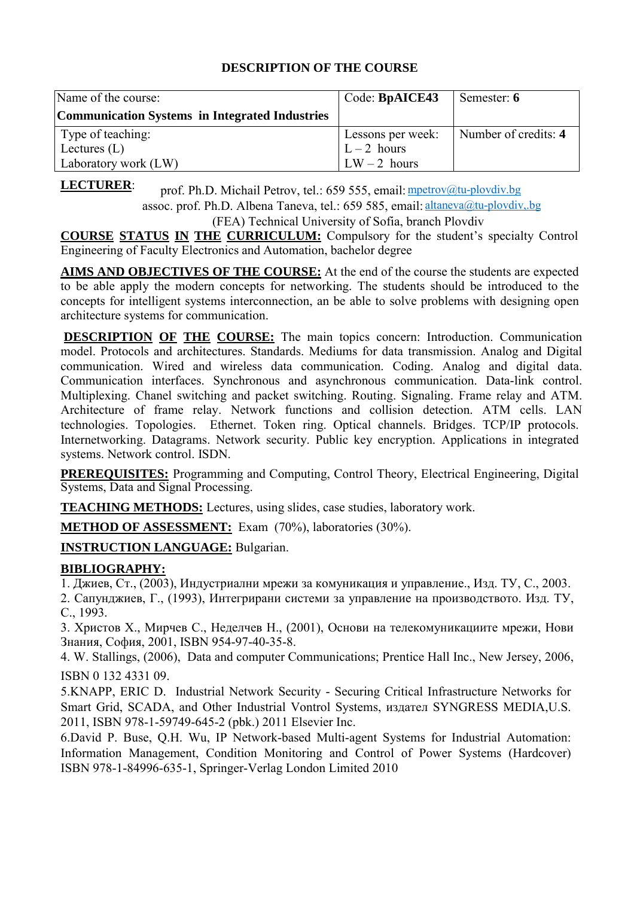## DESCRIPTION OF THE COURSE

| Name of the course: **Communication Systems in Integrated Industries** | Code: **BpAICE43** | Semester: **6** |
|---|---|---|
| Type of teaching: Lectures (L) Laboratory work (LW) | Lessons per week: L – 2 hours LW – 2 hours | Number of credits: **4** |

**LECTURER**: prof. Ph.D. Michail Petrov, tel.: 659 555, email: mpetrov@tu-plovdiv.bg
assoc. prof. Ph.D. Albena Taneva, tel.: 659 585, email: altaneva@tu-plovdiv,.bg
(FEA) Technical University of Sofia, branch Plovdiv

**COURSE STATUS IN THE CURRICULUM:** Compulsory for the student's specialty Control Engineering of Faculty Electronics and Automation, bachelor degree

**AIMS AND OBJECTIVES OF THE COURSE:** At the end of the course the students are expected to be able apply the modern concepts for networking. The students should be introduced to the concepts for intelligent systems interconnection, an be able to solve problems with designing open architecture systems for communication.

**DESCRIPTION OF THE COURSE:** The main topics concern: Introduction. Communication model. Protocols and architectures. Standards. Mediums for data transmission. Analog and Digital communication. Wired and wireless data communication. Coding. Analog and digital data. Communication interfaces. Synchronous and asynchronous communication. Data-link control. Multiplexing. Chanel switching and packet switching. Routing. Signaling. Frame relay and ATM. Architecture of frame relay. Network functions and collision detection. ATM cells. LAN technologies. Topologies. Ethernet. Token ring. Optical channels. Bridges. TCP/IP protocols. Internetworking. Datagrams. Network security. Public key encryption. Applications in integrated systems. Network control. ISDN.

**PREREQUISITES:** Programming and Computing, Control Theory, Electrical Engineering, Digital Systems, Data and Signal Processing.

**TEACHING METHODS:** Lectures, using slides, case studies, laboratory work.

**METHOD OF ASSESSMENT:** Exam (70%), laboratories (30%).

**INSTRUCTION LANGUAGE:** Bulgarian.

**BIBLIOGRAPHY:**

1. Джиев, Ст., (2003), Индустриални мрежи за комуникация и управление., Изд. ТУ, С., 2003.
2. Сапунджиев, Г., (1993), Интегрирани системи за управление на производството. Изд. ТУ, С., 1993.
3. Христов Х., Мирчев С., Неделчев Н., (2001), Основи на телекомуникациите мрежи, Нови Знания, София, 2001, ISBN 954-97-40-35-8.
4. W. Stallings, (2006), Data and computer Communications; Prentice Hall Inc., New Jersey, 2006, ISBN 0 132 4331 09.
5. KNAPP, ERIC D. Industrial Network Security - Securing Critical Infrastructure Networks for Smart Grid, SCADA, and Other Industrial Vontrol Systems, издател SYNGRESS MEDIA,U.S. 2011, ISBN 978-1-59749-645-2 (pbk.) 2011 Elsevier Inc.
6. David P. Buse, Q.H. Wu, IP Network-based Multi-agent Systems for Industrial Automation: Information Management, Condition Monitoring and Control of Power Systems (Hardcover) ISBN 978-1-84996-635-1, Springer-Verlag London Limited 2010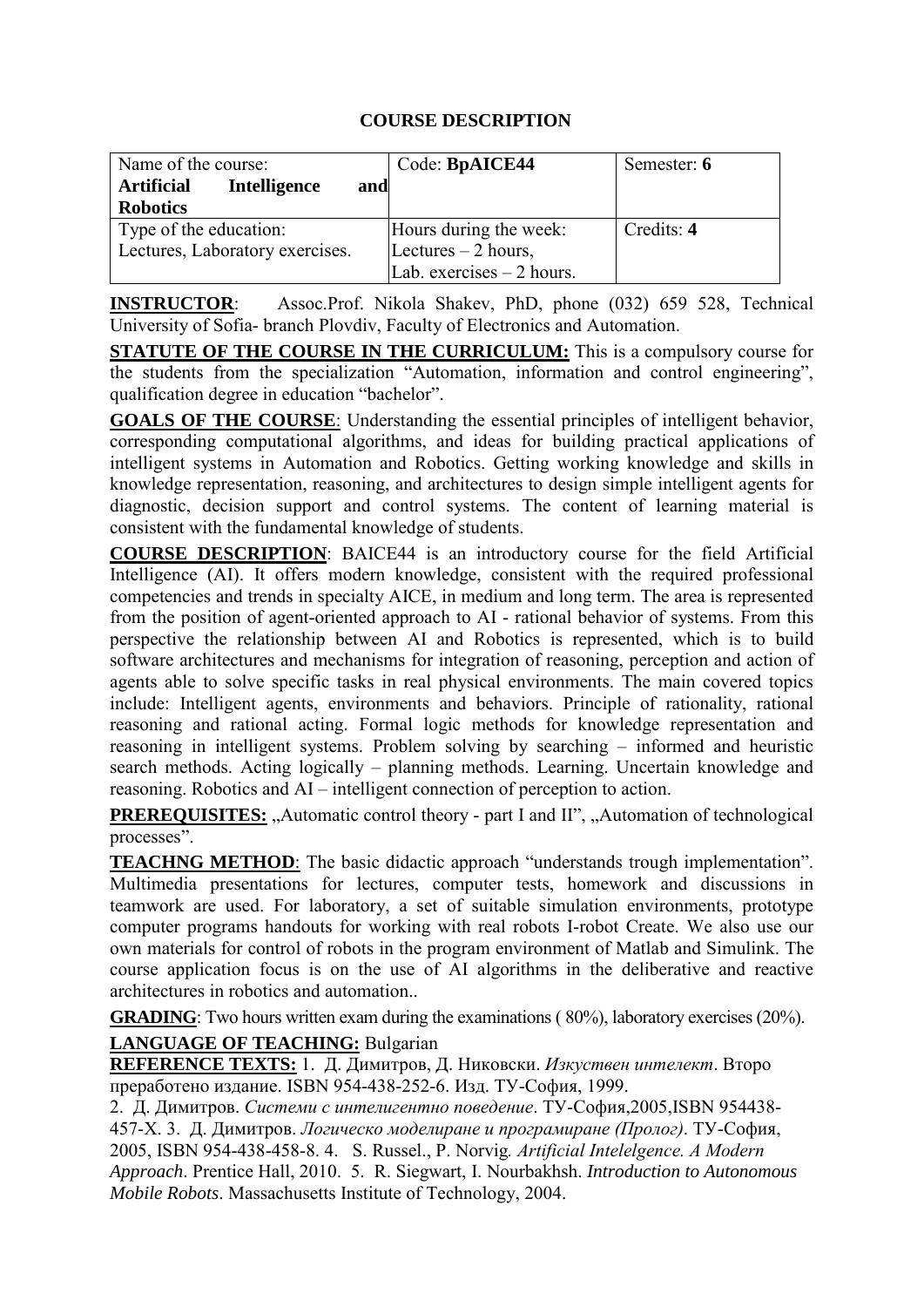# COURSE DESCRIPTION

| Name of the course: **Artificial Intelligence and Robotics** | Code: **BpAICE44** | Semester: **6** |
|---|---|---|
| Type of the education: Lectures, Laboratory exercises. | Hours during the week: Lectures – 2 hours, Lab. exercises – 2 hours. | Credits: **4** |

**INSTRUCTOR**: Assoc.Prof. Nikola Shakev, PhD, phone (032) 659 528, Technical University of Sofia- branch Plovdiv, Faculty of Electronics and Automation.

**STATUTE OF THE COURSE IN THE CURRICULUM:** This is a compulsory course for the students from the specialization "Automation, information and control engineering", qualification degree in education "bachelor".

**GOALS OF THE COURSE**: Understanding the essential principles of intelligent behavior, corresponding computational algorithms, and ideas for building practical applications of intelligent systems in Automation and Robotics. Getting working knowledge and skills in knowledge representation, reasoning, and architectures to design simple intelligent agents for diagnostic, decision support and control systems. The content of learning material is consistent with the fundamental knowledge of students.

**COURSE DESCRIPTION**: BAICE44 is an introductory course for the field Artificial Intelligence (AI). It offers modern knowledge, consistent with the required professional competencies and trends in specialty AICE, in medium and long term. The area is represented from the position of agent-oriented approach to AI - rational behavior of systems. From this perspective the relationship between AI and Robotics is represented, which is to build software architectures and mechanisms for integration of reasoning, perception and action of agents able to solve specific tasks in real physical environments. The main covered topics include: Intelligent agents, environments and behaviors. Principle of rationality, rational reasoning and rational acting. Formal logic methods for knowledge representation and reasoning in intelligent systems. Problem solving by searching – informed and heuristic search methods. Acting logically – planning methods. Learning. Uncertain knowledge and reasoning. Robotics and AI – intelligent connection of perception to action.

**PREREQUISITES:** „Automatic control theory - part I and II", „Automation of technological processes".

**TEACHNG METHOD**: The basic didactic approach "understands trough implementation". Multimedia presentations for lectures, computer tests, homework and discussions in teamwork are used. For laboratory, a set of suitable simulation environments, prototype computer programs handouts for working with real robots I-robot Create. We also use our own materials for control of robots in the program environment of Matlab and Simulink. The course application focus is on the use of AI algorithms in the deliberative and reactive architectures in robotics and automation..

**GRADING**: Two hours written exam during the examinations ( 80%), laboratory exercises (20%).

**LANGUAGE OF TEACHING:** Bulgarian

**REFERENCE TEXTS:** 1. Д. Димитров, Д. Никовски. *Изкуствен интелект*. Второ преработено издание. ISBN 954-438-252-6. Изд. ТУ-София, 1999.
2. Д. Димитров. *Системи с интелигентно поведение*. ТУ-София,2005,ISBN 954438-457-X. 3. Д. Димитров. *Логическо моделиране и програмиране (Пролог)*. ТУ-София, 2005, ISBN 954-438-458-8. 4. S. Russel., P. Norvig. *Artificial Intelelgence. A Modern Approach*. Prentice Hall, 2010. 5. R. Siegwart, I. Nourbakhsh. *Introduction to Autonomous Mobile Robots*. Massachusetts Institute of Technology, 2004.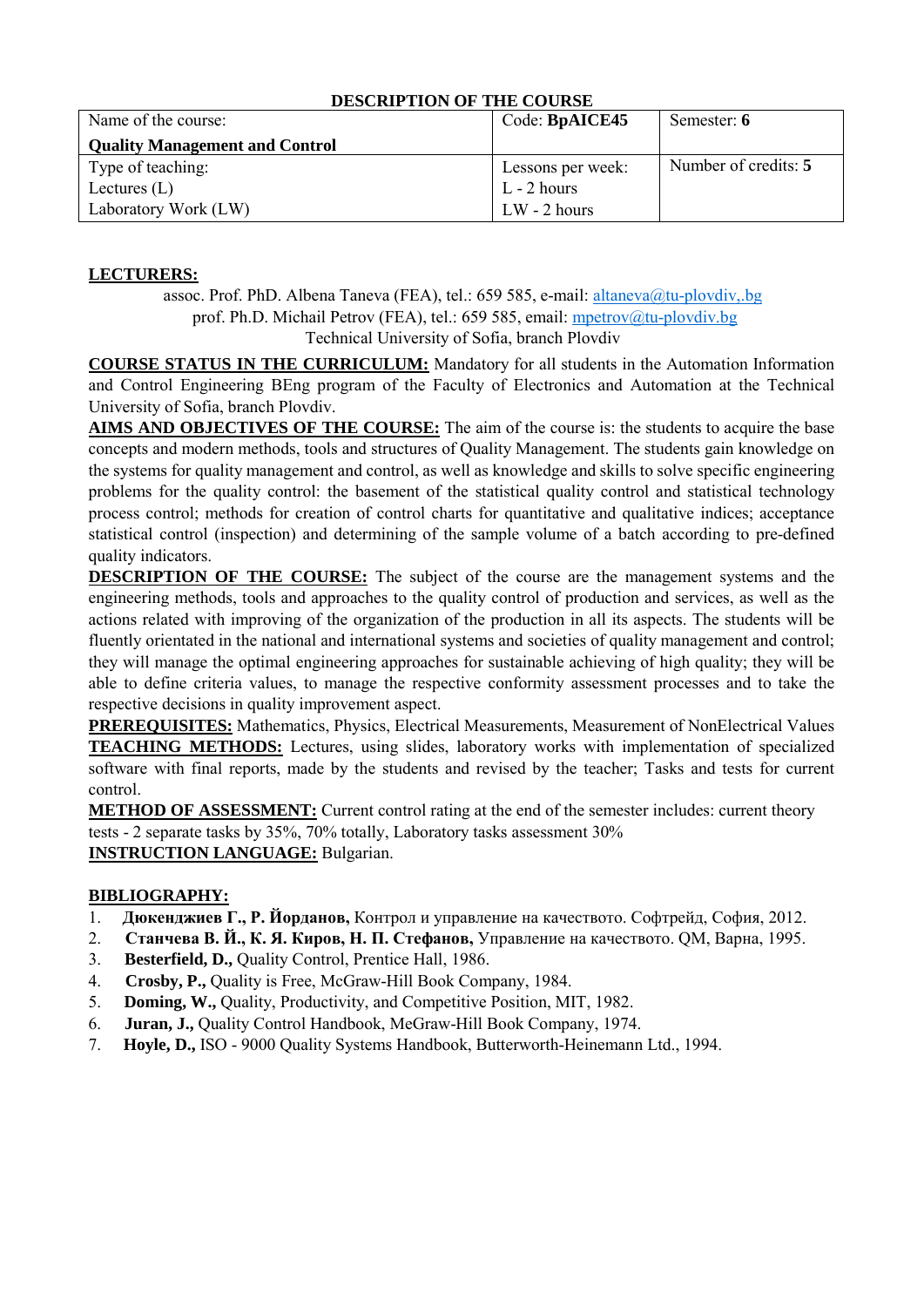**DESCRIPTION OF THE COURSE**

| | | |
|---|---|---|
| Name of the course:<br>**Quality Management and Control** | Code: **BpAICE45** | Semester: **6** |
| Type of teaching:<br>Lectures (L)<br>Laboratory Work (LW) | Lessons per week:<br>L - 2 hours<br>LW - 2 hours | Number of credits: **5** |

**LECTURERS:**

assoc. Prof. PhD. Albena Taneva (FEA), tel.: 659 585, e-mail: altaneva@tu-plovdiv,.bg
prof. Ph.D. Michail Petrov (FEA), tel.: 659 585, email: mpetrov@tu-plovdiv.bg
Technical University of Sofia, branch Plovdiv

**COURSE STATUS IN THE CURRICULUM:** Mandatory for all students in the Automation Information and Control Engineering BEng program of the Faculty of Electronics and Automation at the Technical University of Sofia, branch Plovdiv.

**AIMS AND OBJECTIVES OF THE COURSE:** The aim of the course is: the students to acquire the base concepts and modern methods, tools and structures of Quality Management. The students gain knowledge on the systems for quality management and control, as well as knowledge and skills to solve specific engineering problems for the quality control: the basement of the statistical quality control and statistical technology process control; methods for creation of control charts for quantitative and qualitative indices; acceptance statistical control (inspection) and determining of the sample volume of a batch according to pre-defined quality indicators.

**DESCRIPTION OF THE COURSE:** The subject of the course are the management systems and the engineering methods, tools and approaches to the quality control of production and services, as well as the actions related with improving of the organization of the production in all its aspects. The students will be fluently orientated in the national and international systems and societies of quality management and control; they will manage the optimal engineering approaches for sustainable achieving of high quality; they will be able to define criteria values, to manage the respective conformity assessment processes and to take the respective decisions in quality improvement aspect.

**PREREQUISITES:** Mathematics, Physics, Electrical Measurements, Measurement of NonElectrical Values

**TEACHING METHODS:** Lectures, using slides, laboratory works with implementation of specialized software with final reports, made by the students and revised by the teacher; Tasks and tests for current control.

**METHOD OF ASSESSMENT:** Current control rating at the end of the semester includes: current theory tests - 2 separate tasks by 35%, 70% totally, Laboratory tasks assessment 30%

**INSTRUCTION LANGUAGE:** Bulgarian.

**BIBLIOGRAPHY:**

1. **Дюкенджиев Г., Р. Йорданов,** Контрол и управление на качеството. Софтрейд, София, 2012.
2. **Станчева В. Й., К. Я. Киров, Н. П. Стефанов,** Управление на качеството. QM, Варна, 1995.
3. **Besterfield, D.,** Quality Control, Prentice Hall, 1986.
4. **Crosby, P.,** Quality is Free, McGraw-Hill Book Company, 1984.
5. **Doming, W.,** Quality, Productivity, and Competitive Position, MIT, 1982.
6. **Juran, J.,** Quality Control Handbook, MeGraw-Hill Book Company, 1974.
7. **Hoyle, D.,** ISO - 9000 Quality Systems Handbook, Butterworth-Heinemann Ltd., 1994.